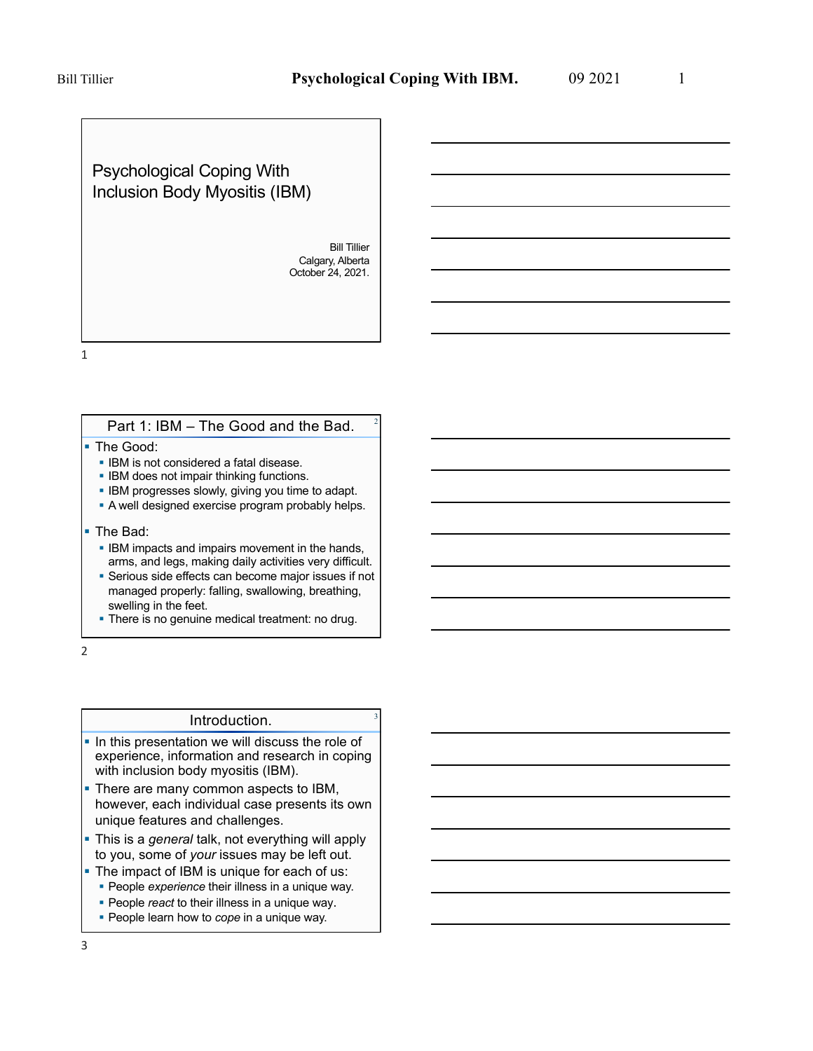# Psychological Coping With Inclusion Body Myositis (IBM)

Bill Tillier
Calgary, Alberta
October 24, 2021.

## Part 1: IBM – The Good and the Bad.

- The Good:
  - IBM is not considered a fatal disease.
  - IBM does not impair thinking functions.
  - IBM progresses slowly, giving you time to adapt.
  - A well designed exercise program probably helps.
- The Bad:
  - IBM impacts and impairs movement in the hands, arms, and legs, making daily activities very difficult.
  - Serious side effects can become major issues if not managed properly: falling, swallowing, breathing, swelling in the feet.
  - There is no genuine medical treatment: no drug.

## Introduction.

- In this presentation we will discuss the role of experience, information and research in coping with inclusion body myositis (IBM).
- There are many common aspects to IBM, however, each individual case presents its own unique features and challenges.
- This is a *general* talk, not everything will apply to you, some of *your* issues may be left out.
- The impact of IBM is unique for each of us:
  - People *experience* their illness in a unique way.
  - People *react* to their illness in a unique way.
  - People learn how to *cope* in a unique way.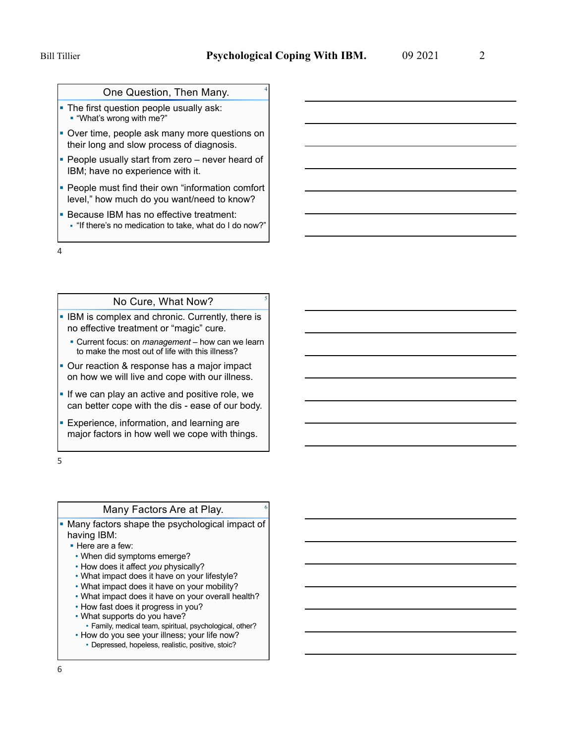## One Question, Then Many.

- The first question people usually ask:
  - "What's wrong with me?"
- Over time, people ask many more questions on their long and slow process of diagnosis.
- People usually start from zero – never heard of IBM; have no experience with it.
- People must find their own "information comfort level," how much do you want/need to know?
- Because IBM has no effective treatment:
  - "If there's no medication to take, what do I do now?"

## No Cure, What Now?

- IBM is complex and chronic. Currently, there is no effective treatment or "magic" cure.
  - Current focus: on *management* – how can we learn to make the most out of life with this illness?
- Our reaction & response has a major impact on how we will live and cope with our illness.
- If we can play an active and positive role, we can better cope with the dis - ease of our body.
- Experience, information, and learning are major factors in how well we cope with things.

## Many Factors Are at Play.

- Many factors shape the psychological impact of having IBM:
  - Here are a few:
    - When did symptoms emerge?
    - How does it affect *you* physically?
    - What impact does it have on your lifestyle?
    - What impact does it have on your mobility?
    - What impact does it have on your overall health?
    - How fast does it progress in you?
    - What supports do you have?
      - Family, medical team, spiritual, psychological, other?
    - How do you see your illness; your life now?
      - Depressed, hopeless, realistic, positive, stoic?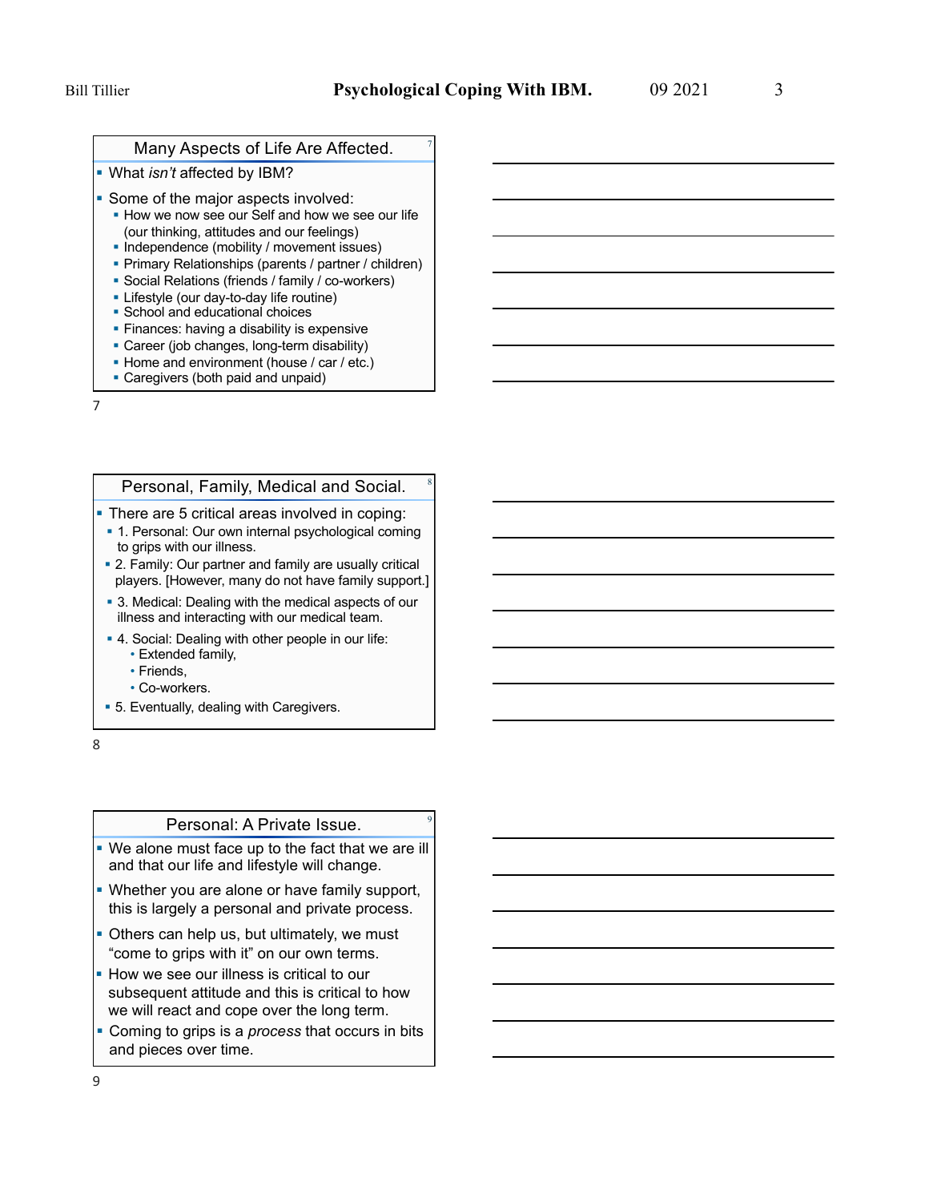## Many Aspects of Life Are Affected.

- What *isn't* affected by IBM?
- Some of the major aspects involved:
  - How we now see our Self and how we see our life (our thinking, attitudes and our feelings)
  - Independence (mobility / movement issues)
  - Primary Relationships (parents / partner / children)
  - Social Relations (friends / family / co-workers)
  - Lifestyle (our day-to-day life routine)
  - School and educational choices
  - Finances: having a disability is expensive
  - Career (job changes, long-term disability)
  - Home and environment (house / car / etc.)
  - Caregivers (both paid and unpaid)

## Personal, Family, Medical and Social.

- There are 5 critical areas involved in coping:
  - 1. Personal: Our own internal psychological coming to grips with our illness.
  - 2. Family: Our partner and family are usually critical players. [However, many do not have family support.]
  - 3. Medical: Dealing with the medical aspects of our illness and interacting with our medical team.
  - 4. Social: Dealing with other people in our life:
    - Extended family,
    - Friends,
    - Co-workers.
  - 5. Eventually, dealing with Caregivers.

## Personal: A Private Issue.

- We alone must face up to the fact that we are ill and that our life and lifestyle will change.
- Whether you are alone or have family support, this is largely a personal and private process.
- Others can help us, but ultimately, we must "come to grips with it" on our own terms.
- How we see our illness is critical to our subsequent attitude and this is critical to how we will react and cope over the long term.
- Coming to grips is a *process* that occurs in bits and pieces over time.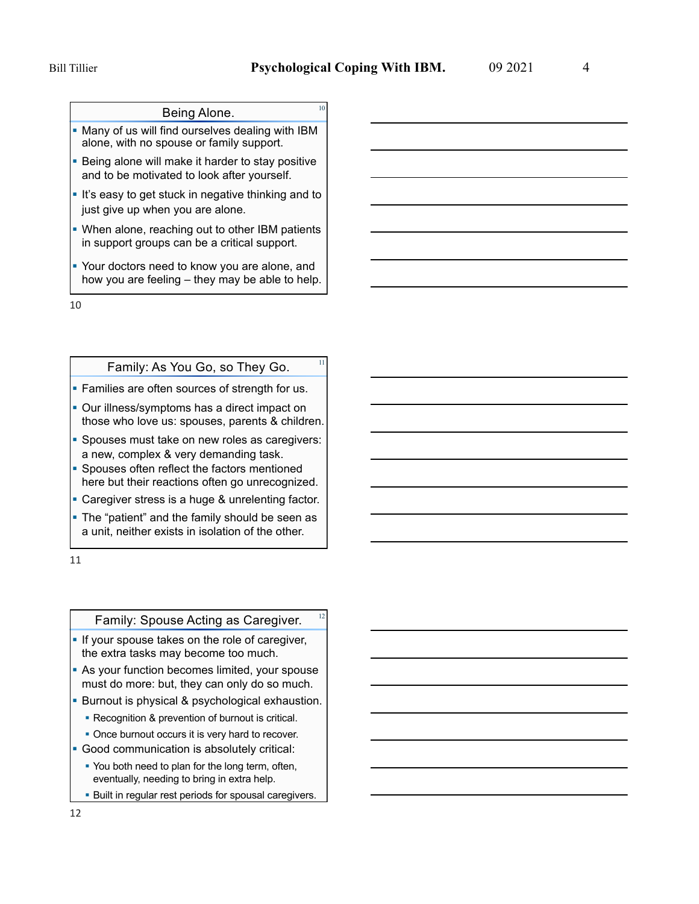## Being Alone.

- Many of us will find ourselves dealing with IBM alone, with no spouse or family support.
- Being alone will make it harder to stay positive and to be motivated to look after yourself.
- It's easy to get stuck in negative thinking and to just give up when you are alone.
- When alone, reaching out to other IBM patients in support groups can be a critical support.
- Your doctors need to know you are alone, and how you are feeling – they may be able to help.

## Family: As You Go, so They Go.

- Families are often sources of strength for us.
- Our illness/symptoms has a direct impact on those who love us: spouses, parents & children.
- Spouses must take on new roles as caregivers: a new, complex & very demanding task.
- Spouses often reflect the factors mentioned here but their reactions often go unrecognized.
- Caregiver stress is a huge & unrelenting factor.
- The "patient" and the family should be seen as a unit, neither exists in isolation of the other.

## Family: Spouse Acting as Caregiver.

- If your spouse takes on the role of caregiver, the extra tasks may become too much.
- As your function becomes limited, your spouse must do more: but, they can only do so much.
- Burnout is physical & psychological exhaustion.
  - Recognition & prevention of burnout is critical.
  - Once burnout occurs it is very hard to recover.
- Good communication is absolutely critical:
  - You both need to plan for the long term, often, eventually, needing to bring in extra help.
  - Built in regular rest periods for spousal caregivers.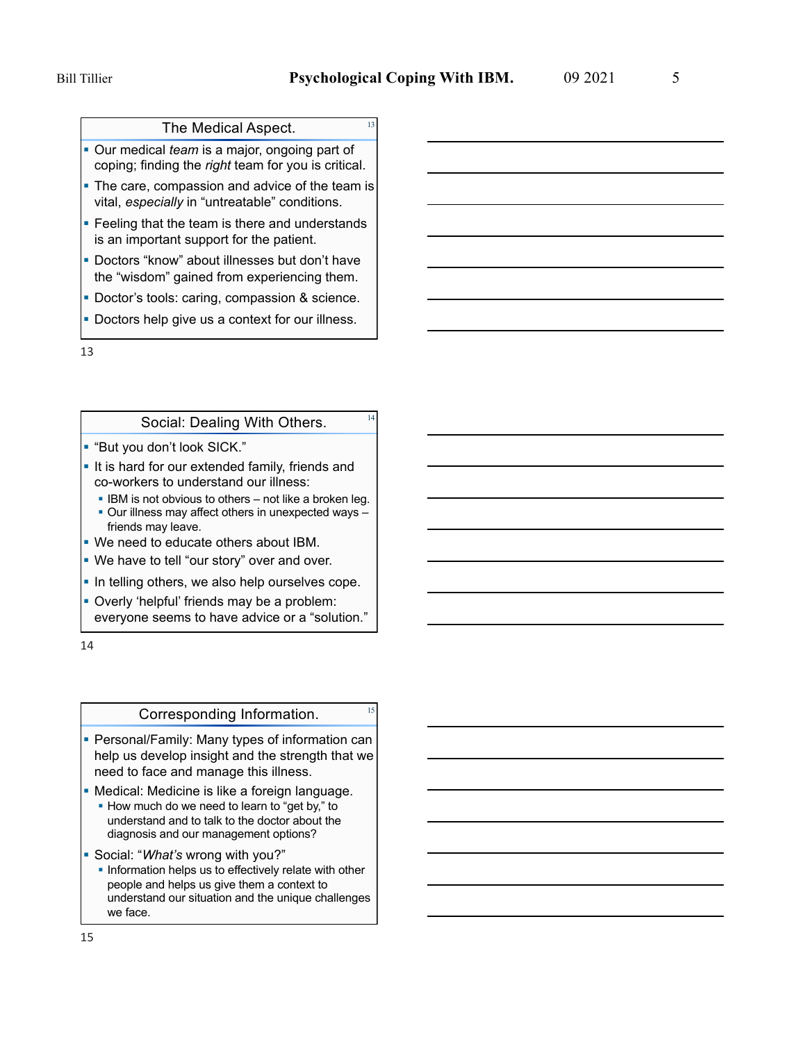## The Medical Aspect.

- Our medical *team* is a major, ongoing part of coping; finding the *right* team for you is critical.
- The care, compassion and advice of the team is vital, *especially* in "untreatable" conditions.
- Feeling that the team is there and understands is an important support for the patient.
- Doctors "know" about illnesses but don't have the "wisdom" gained from experiencing them.
- Doctor's tools: caring, compassion & science.
- Doctors help give us a context for our illness.

## Social: Dealing With Others.

- "But you don't look SICK."
- It is hard for our extended family, friends and co-workers to understand our illness:
  - IBM is not obvious to others – not like a broken leg.
  - Our illness may affect others in unexpected ways – friends may leave.
- We need to educate others about IBM.
- We have to tell "our story" over and over.
- In telling others, we also help ourselves cope.
- Overly 'helpful' friends may be a problem: everyone seems to have advice or a "solution."

## Corresponding Information.

- Personal/Family: Many types of information can help us develop insight and the strength that we need to face and manage this illness.
- Medical: Medicine is like a foreign language.
  - How much do we need to learn to "get by," to understand and to talk to the doctor about the diagnosis and our management options?
- Social: "*What's* wrong with you?"
  - Information helps us to effectively relate with other people and helps us give them a context to understand our situation and the unique challenges we face.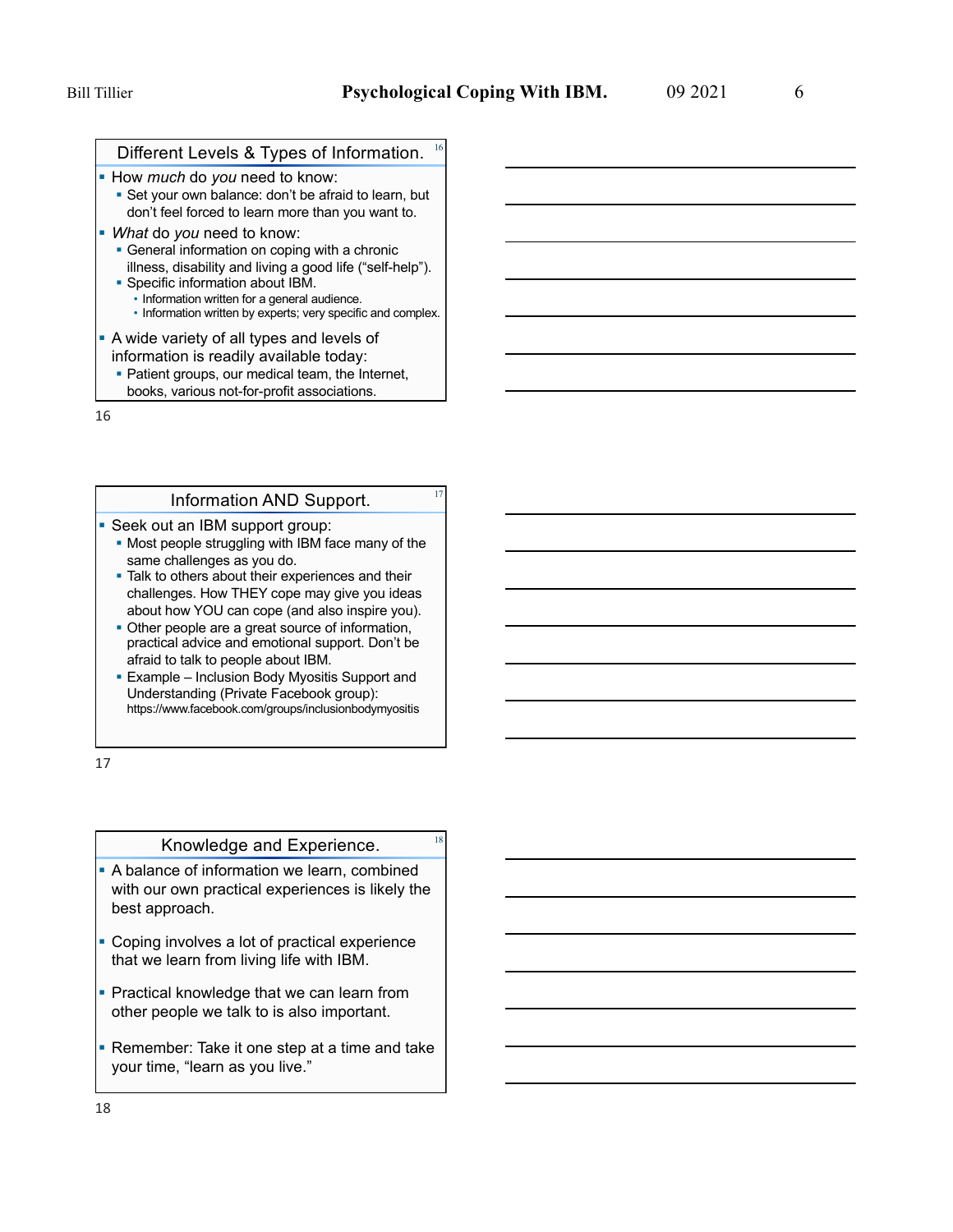## Different Levels & Types of Information.

- How *much* do *you* need to know:
  - Set your own balance: don't be afraid to learn, but don't feel forced to learn more than you want to.
- *What* do *you* need to know:
  - General information on coping with a chronic illness, disability and living a good life ("self-help").
  - Specific information about IBM.
    - Information written for a general audience.
    - Information written by experts; very specific and complex.
- A wide variety of all types and levels of information is readily available today:
  - Patient groups, our medical team, the Internet, books, various not-for-profit associations.

## Information AND Support.

- Seek out an IBM support group:
  - Most people struggling with IBM face many of the same challenges as you do.
  - Talk to others about their experiences and their challenges. How THEY cope may give you ideas about how YOU can cope (and also inspire you).
  - Other people are a great source of information, practical advice and emotional support. Don't be afraid to talk to people about IBM.
  - Example – Inclusion Body Myositis Support and Understanding (Private Facebook group): https://www.facebook.com/groups/inclusionbodymyositis

## Knowledge and Experience.

- A balance of information we learn, combined with our own practical experiences is likely the best approach.
- Coping involves a lot of practical experience that we learn from living life with IBM.
- Practical knowledge that we can learn from other people we talk to is also important.
- Remember: Take it one step at a time and take your time, "learn as you live."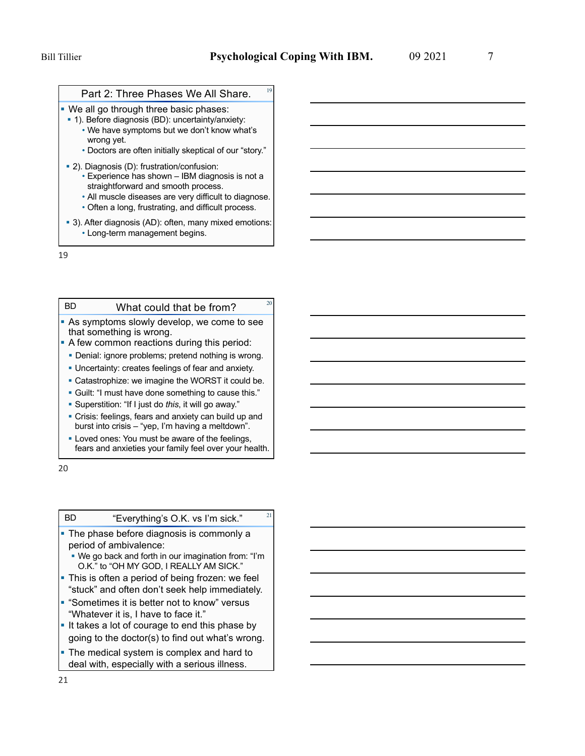## Part 2: Three Phases We All Share.

- We all go through three basic phases:
  - 1). Before diagnosis (BD): uncertainty/anxiety:
    - We have symptoms but we don't know what's wrong yet.
    - Doctors are often initially skeptical of our "story."
  - 2). Diagnosis (D): frustration/confusion:
    - Experience has shown – IBM diagnosis is not a straightforward and smooth process.
    - All muscle diseases are very difficult to diagnose.
    - Often a long, frustrating, and difficult process.
  - 3). After diagnosis (AD): often, many mixed emotions:
    - Long-term management begins.

## BD What could that be from?

- As symptoms slowly develop, we come to see that something is wrong.
- A few common reactions during this period:
  - Denial: ignore problems; pretend nothing is wrong.
  - Uncertainty: creates feelings of fear and anxiety.
  - Catastrophize: we imagine the WORST it could be.
  - Guilt: "I must have done something to cause this."
  - Superstition: "If I just do *this*, it will go away."
  - Crisis: feelings, fears and anxiety can build up and burst into crisis – "yep, I'm having a meltdown".
  - Loved ones: You must be aware of the feelings, fears and anxieties your family feel over your health.

## BD "Everything's O.K. vs I'm sick."

- The phase before diagnosis is commonly a period of ambivalence:
  - We go back and forth in our imagination from: "I'm O.K." to "OH MY GOD, I REALLY AM SICK."
- This is often a period of being frozen: we feel "stuck" and often don't seek help immediately.
- "Sometimes it is better not to know" versus "Whatever it is, I have to face it."
- It takes a lot of courage to end this phase by going to the doctor(s) to find out what's wrong.
- The medical system is complex and hard to deal with, especially with a serious illness.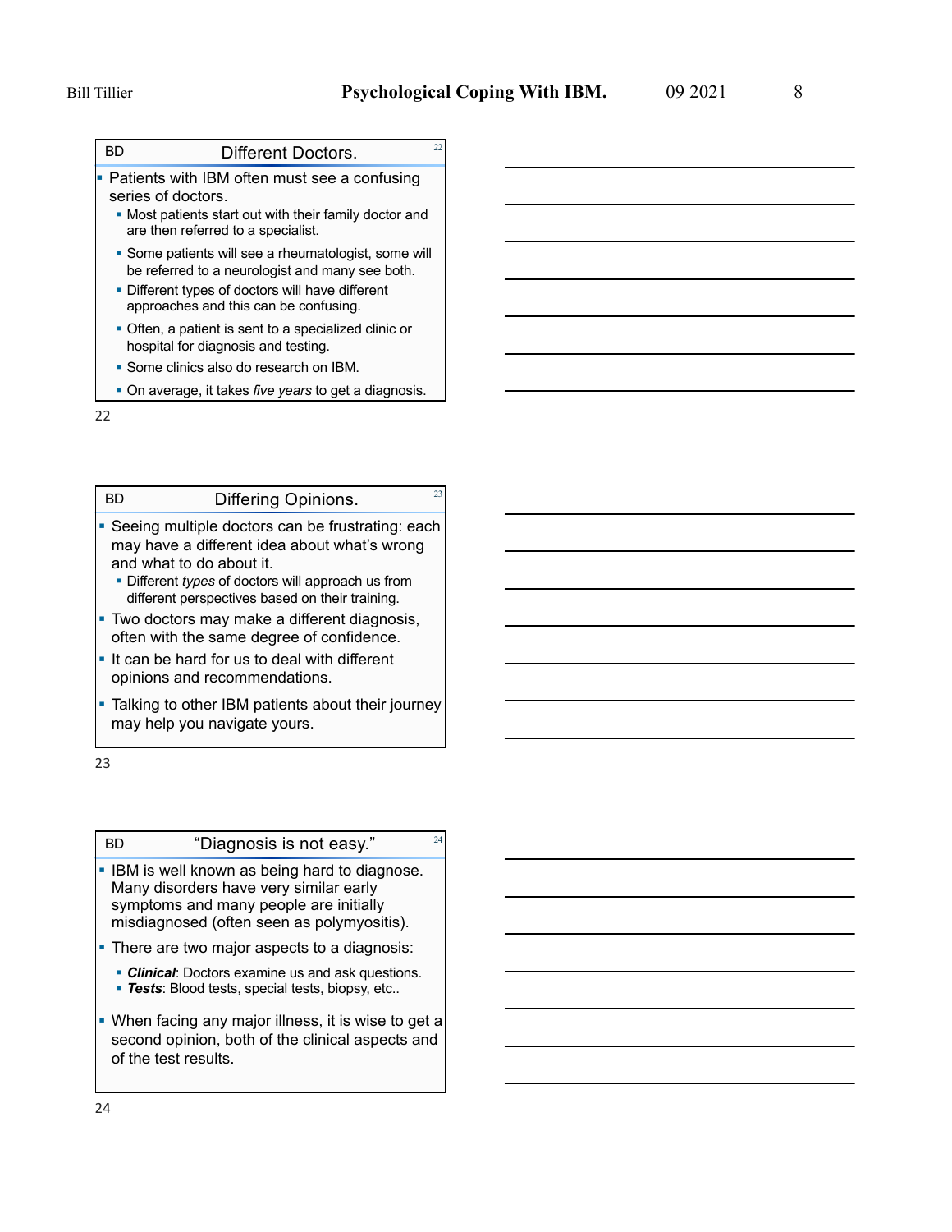## Different Doctors.

- Patients with IBM often must see a confusing series of doctors.
  - Most patients start out with their family doctor and are then referred to a specialist.
  - Some patients will see a rheumatologist, some will be referred to a neurologist and many see both.
  - Different types of doctors will have different approaches and this can be confusing.
  - Often, a patient is sent to a specialized clinic or hospital for diagnosis and testing.
  - Some clinics also do research on IBM.
  - On average, it takes *five years* to get a diagnosis.

## Differing Opinions.

- Seeing multiple doctors can be frustrating: each may have a different idea about what's wrong and what to do about it.
  - Different *types* of doctors will approach us from different perspectives based on their training.
- Two doctors may make a different diagnosis, often with the same degree of confidence.
- It can be hard for us to deal with different opinions and recommendations.
- Talking to other IBM patients about their journey may help you navigate yours.

## "Diagnosis is not easy."

- IBM is well known as being hard to diagnose. Many disorders have very similar early symptoms and many people are initially misdiagnosed (often seen as polymyositis).
- There are two major aspects to a diagnosis:
  - ***Clinical***: Doctors examine us and ask questions.
  - ***Tests***: Blood tests, special tests, biopsy, etc..
- When facing any major illness, it is wise to get a second opinion, both of the clinical aspects and of the test results.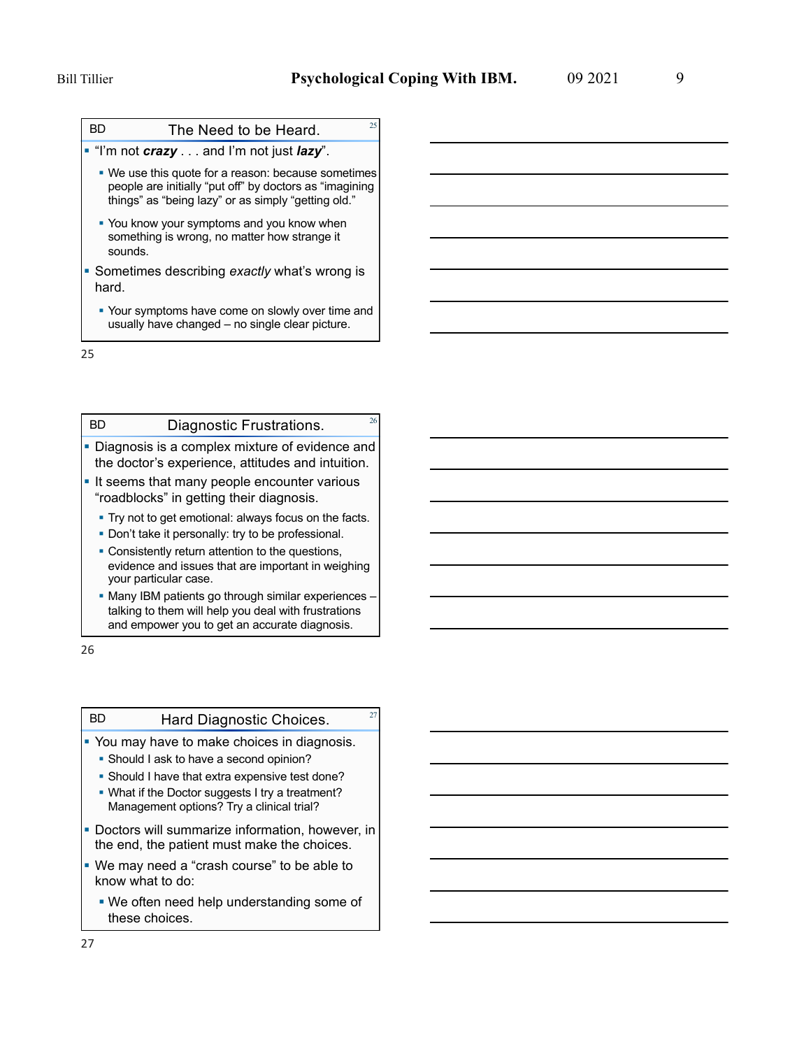## The Need to be Heard.

- "I'm not ***crazy*** . . . and I'm not just ***lazy***".
  - We use this quote for a reason: because sometimes people are initially "put off" by doctors as "imagining things" as "being lazy" or as simply "getting old."
  - You know your symptoms and you know when something is wrong, no matter how strange it sounds.
- Sometimes describing *exactly* what's wrong is hard.
  - Your symptoms have come on slowly over time and usually have changed – no single clear picture.

## Diagnostic Frustrations.

- Diagnosis is a complex mixture of evidence and the doctor's experience, attitudes and intuition.
- It seems that many people encounter various "roadblocks" in getting their diagnosis.
  - Try not to get emotional: always focus on the facts.
  - Don't take it personally: try to be professional.
  - Consistently return attention to the questions, evidence and issues that are important in weighing your particular case.
  - Many IBM patients go through similar experiences – talking to them will help you deal with frustrations and empower you to get an accurate diagnosis.

## Hard Diagnostic Choices.

- You may have to make choices in diagnosis.
  - Should I ask to have a second opinion?
  - Should I have that extra expensive test done?
  - What if the Doctor suggests I try a treatment? Management options? Try a clinical trial?
- Doctors will summarize information, however, in the end, the patient must make the choices.
- We may need a "crash course" to be able to know what to do:
  - We often need help understanding some of these choices.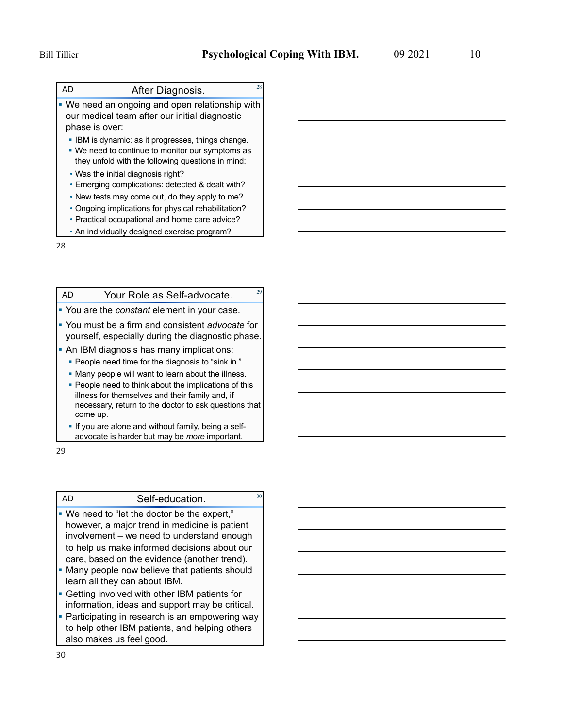## After Diagnosis.

- We need an ongoing and open relationship with our medical team after our initial diagnostic phase is over:
  - IBM is dynamic: as it progresses, things change.
  - We need to continue to monitor our symptoms as they unfold with the following questions in mind:
    - Was the initial diagnosis right?
    - Emerging complications: detected & dealt with?
    - New tests may come out, do they apply to me?
    - Ongoing implications for physical rehabilitation?
    - Practical occupational and home care advice?
    - An individually designed exercise program?

## Your Role as Self-advocate.

- You are the *constant* element in your case.
- You must be a firm and consistent *advocate* for yourself, especially during the diagnostic phase.
- An IBM diagnosis has many implications:
  - People need time for the diagnosis to "sink in."
  - Many people will want to learn about the illness.
  - People need to think about the implications of this illness for themselves and their family and, if necessary, return to the doctor to ask questions that come up.
  - If you are alone and without family, being a self-advocate is harder but may be *more* important.

## Self-education.

- We need to "let the doctor be the expert," however, a major trend in medicine is patient involvement – we need to understand enough to help us make informed decisions about our care, based on the evidence (another trend).
- Many people now believe that patients should learn all they can about IBM.
- Getting involved with other IBM patients for information, ideas and support may be critical.
- Participating in research is an empowering way to help other IBM patients, and helping others also makes us feel good.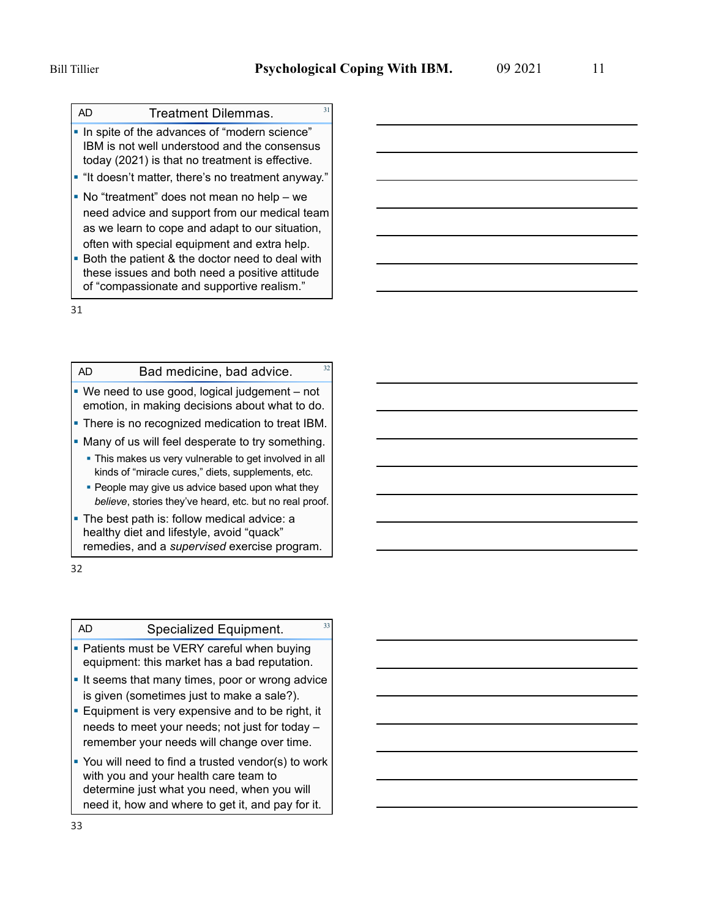## Treatment Dilemmas.

- In spite of the advances of "modern science" IBM is not well understood and the consensus today (2021) is that no treatment is effective.
- "It doesn't matter, there's no treatment anyway."
- No "treatment" does not mean no help – we need advice and support from our medical team as we learn to cope and adapt to our situation, often with special equipment and extra help.
- Both the patient & the doctor need to deal with these issues and both need a positive attitude of "compassionate and supportive realism."

## Bad medicine, bad advice.

- We need to use good, logical judgement – not emotion, in making decisions about what to do.
- There is no recognized medication to treat IBM.
- Many of us will feel desperate to try something.
  - This makes us very vulnerable to get involved in all kinds of "miracle cures," diets, supplements, etc.
  - People may give us advice based upon what they *believe*, stories they've heard, etc. but no real proof.
- The best path is: follow medical advice: a healthy diet and lifestyle, avoid "quack" remedies, and a *supervised* exercise program.

## Specialized Equipment.

- Patients must be VERY careful when buying equipment: this market has a bad reputation.
- It seems that many times, poor or wrong advice is given (sometimes just to make a sale?).
- Equipment is very expensive and to be right, it needs to meet your needs; not just for today – remember your needs will change over time.
- You will need to find a trusted vendor(s) to work with you and your health care team to determine just what you need, when you will need it, how and where to get it, and pay for it.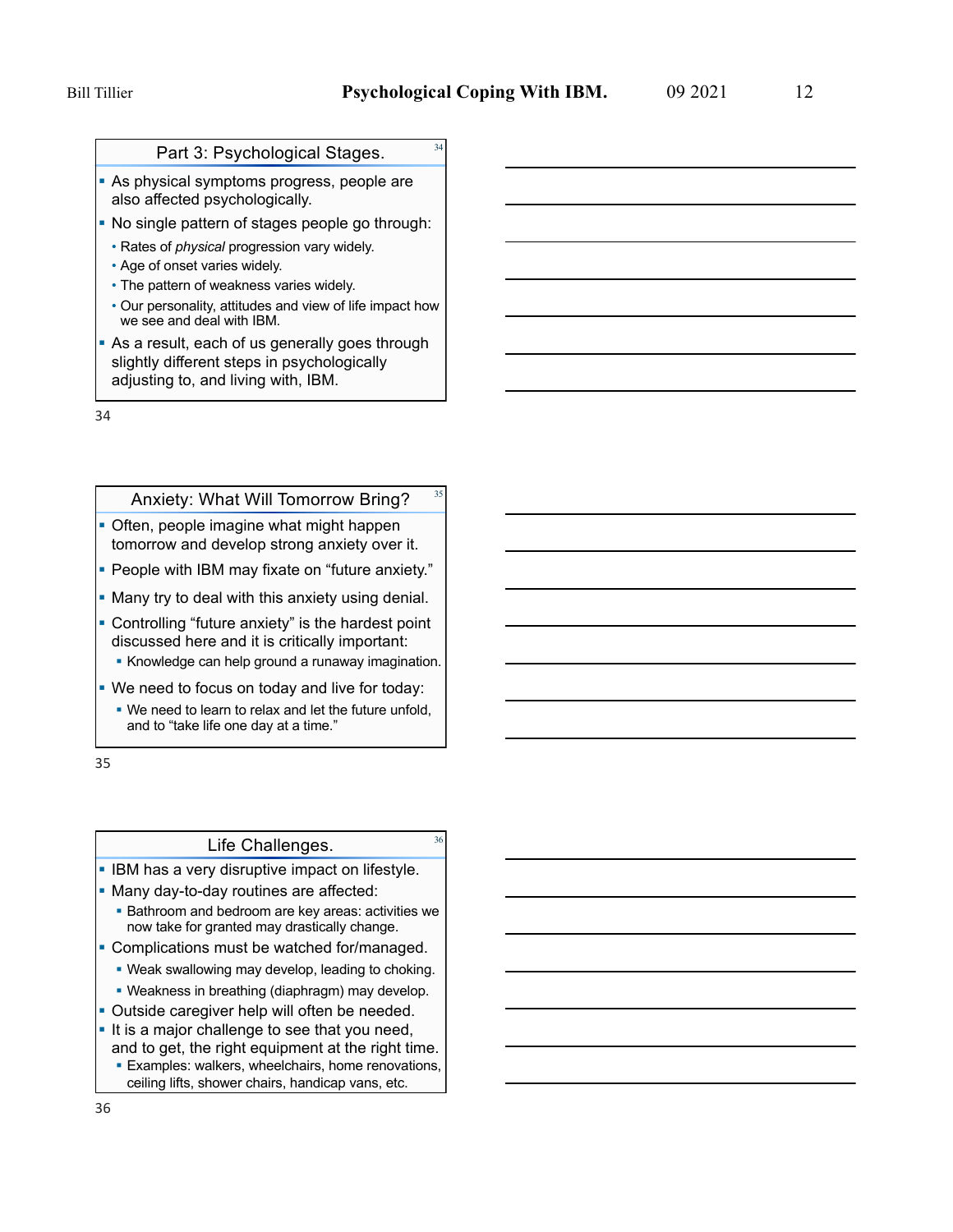## Part 3: Psychological Stages.

- As physical symptoms progress, people are also affected psychologically.
- No single pattern of stages people go through:
  - Rates of *physical* progression vary widely.
  - Age of onset varies widely.
  - The pattern of weakness varies widely.
  - Our personality, attitudes and view of life impact how we see and deal with IBM.
- As a result, each of us generally goes through slightly different steps in psychologically adjusting to, and living with, IBM.

## Anxiety: What Will Tomorrow Bring?

- Often, people imagine what might happen tomorrow and develop strong anxiety over it.
- People with IBM may fixate on "future anxiety."
- Many try to deal with this anxiety using denial.
- Controlling "future anxiety" is the hardest point discussed here and it is critically important:
  - Knowledge can help ground a runaway imagination.
- We need to focus on today and live for today:
  - We need to learn to relax and let the future unfold, and to "take life one day at a time."

## Life Challenges.

- IBM has a very disruptive impact on lifestyle.
- Many day-to-day routines are affected:
  - Bathroom and bedroom are key areas: activities we now take for granted may drastically change.
- Complications must be watched for/managed.
  - Weak swallowing may develop, leading to choking.
  - Weakness in breathing (diaphragm) may develop.
- Outside caregiver help will often be needed.
- It is a major challenge to see that you need, and to get, the right equipment at the right time.
  - Examples: walkers, wheelchairs, home renovations, ceiling lifts, shower chairs, handicap vans, etc.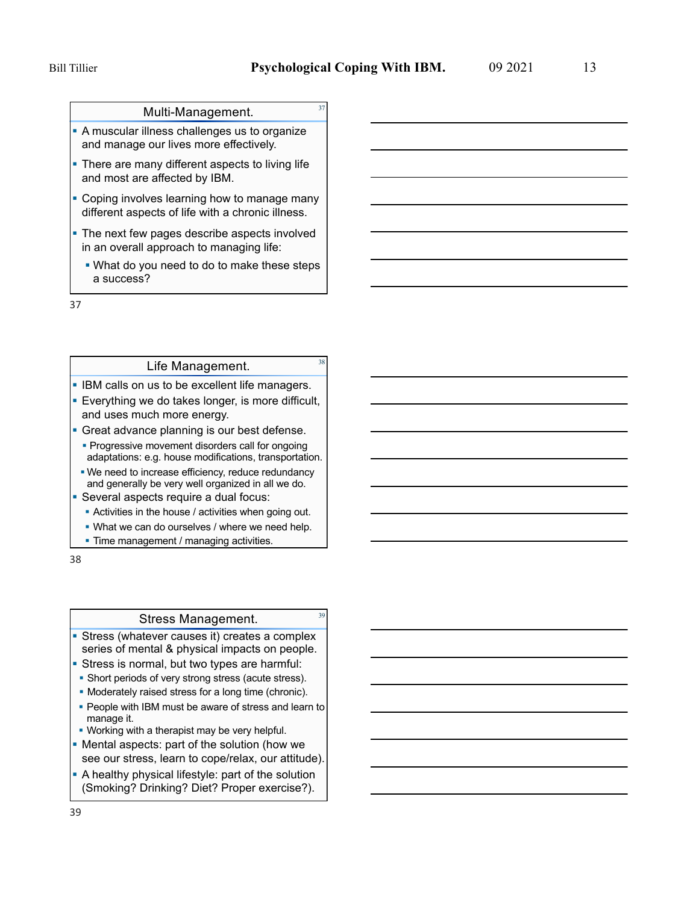## Multi-Management.

- A muscular illness challenges us to organize and manage our lives more effectively.
- There are many different aspects to living life and most are affected by IBM.
- Coping involves learning how to manage many different aspects of life with a chronic illness.
- The next few pages describe aspects involved in an overall approach to managing life:
  - What do you need to do to make these steps a success?

## Life Management.

- IBM calls on us to be excellent life managers.
- Everything we do takes longer, is more difficult, and uses much more energy.
- Great advance planning is our best defense.
  - Progressive movement disorders call for ongoing adaptations: e.g. house modifications, transportation.
  - We need to increase efficiency, reduce redundancy and generally be very well organized in all we do.
- Several aspects require a dual focus:
  - Activities in the house / activities when going out.
  - What we can do ourselves / where we need help.
  - Time management / managing activities.

## Stress Management.

- Stress (whatever causes it) creates a complex series of mental & physical impacts on people.
- Stress is normal, but two types are harmful:
  - Short periods of very strong stress (acute stress).
  - Moderately raised stress for a long time (chronic).
  - People with IBM must be aware of stress and learn to manage it.
  - Working with a therapist may be very helpful.
- Mental aspects: part of the solution (how we see our stress, learn to cope/relax, our attitude).
- A healthy physical lifestyle: part of the solution (Smoking? Drinking? Diet? Proper exercise?).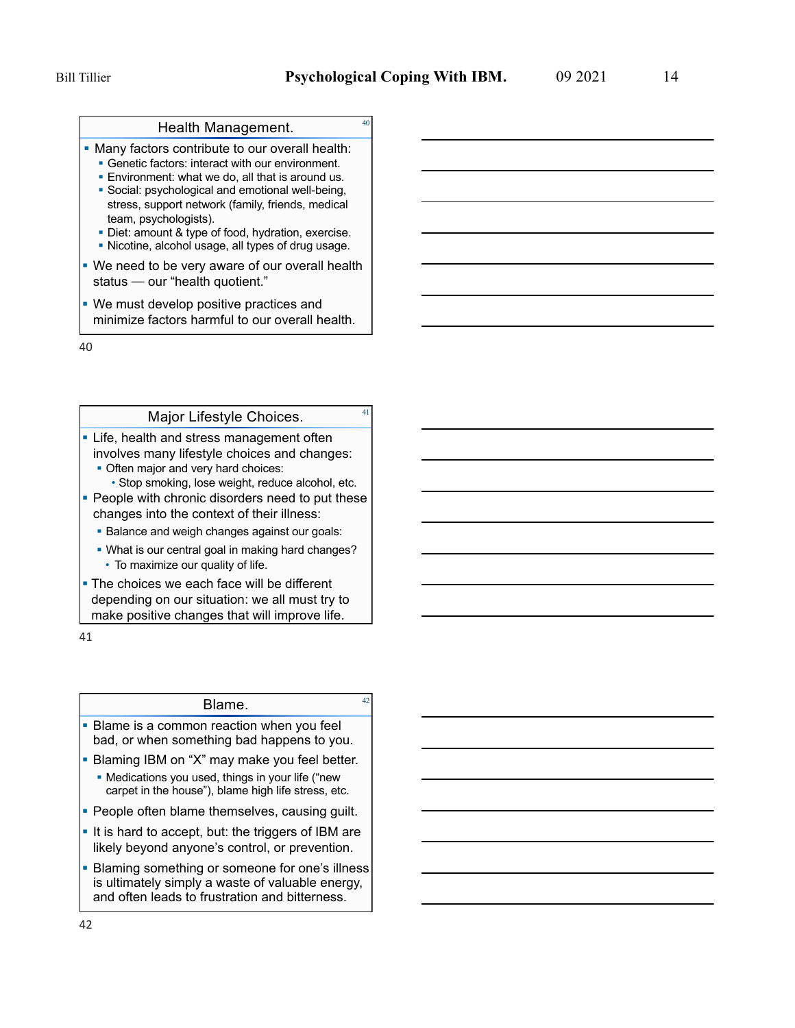## Health Management.

- Many factors contribute to our overall health:
  - Genetic factors: interact with our environment.
  - Environment: what we do, all that is around us.
  - Social: psychological and emotional well-being, stress, support network (family, friends, medical team, psychologists).
  - Diet: amount & type of food, hydration, exercise.
  - Nicotine, alcohol usage, all types of drug usage.
- We need to be very aware of our overall health status — our "health quotient."
- We must develop positive practices and minimize factors harmful to our overall health.

## Major Lifestyle Choices.

- Life, health and stress management often involves many lifestyle choices and changes:
  - Often major and very hard choices:
    - Stop smoking, lose weight, reduce alcohol, etc.
- People with chronic disorders need to put these changes into the context of their illness:
  - Balance and weigh changes against our goals:
  - What is our central goal in making hard changes?
    - To maximize our quality of life.
- The choices we each face will be different depending on our situation: we all must try to make positive changes that will improve life.

## Blame.

- Blame is a common reaction when you feel bad, or when something bad happens to you.
- Blaming IBM on "X" may make you feel better.
  - Medications you used, things in your life ("new carpet in the house"), blame high life stress, etc.
- People often blame themselves, causing guilt.
- It is hard to accept, but: the triggers of IBM are likely beyond anyone's control, or prevention.
- Blaming something or someone for one's illness is ultimately simply a waste of valuable energy, and often leads to frustration and bitterness.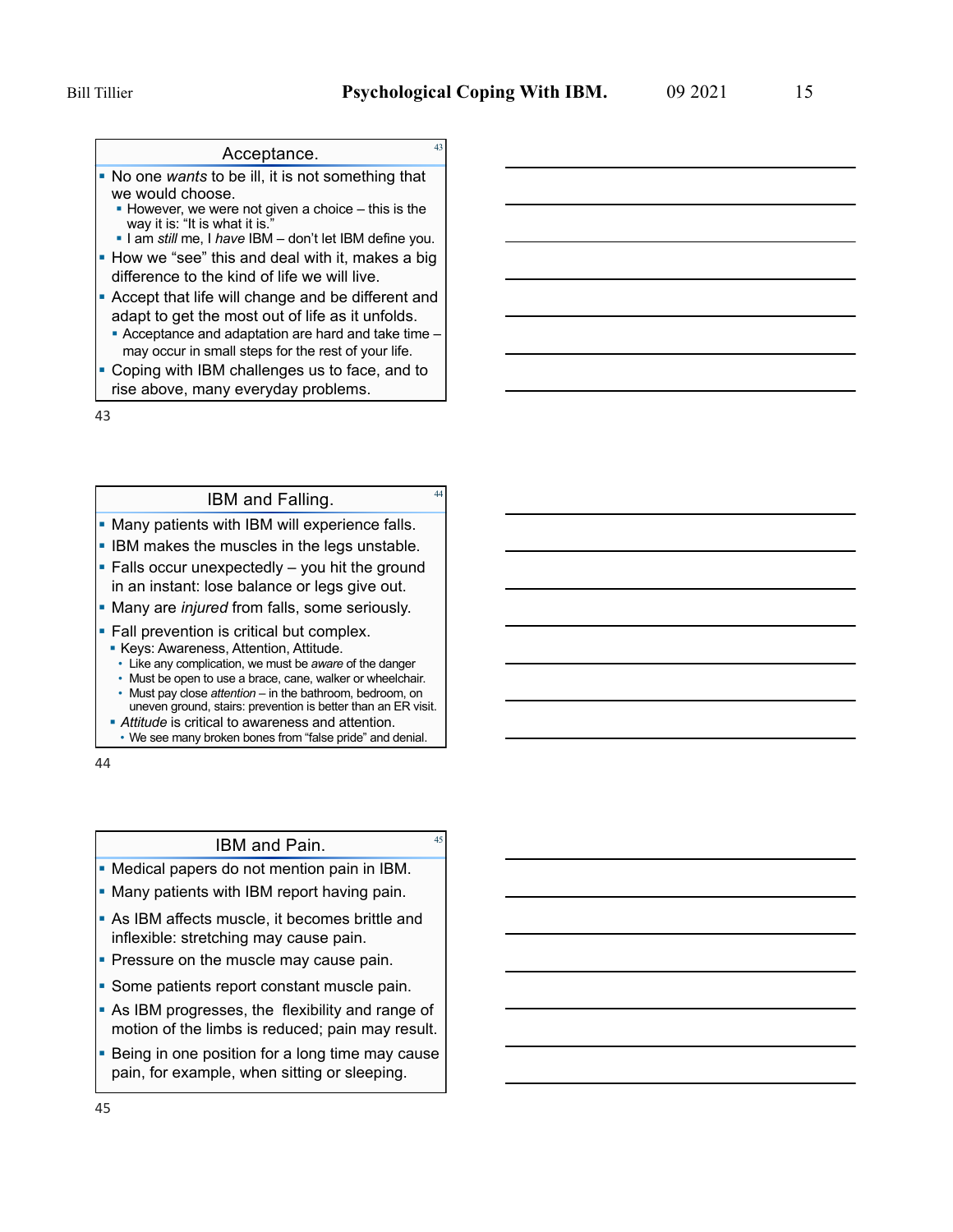## Acceptance.

- No one *wants* to be ill, it is not something that we would choose.
  - However, we were not given a choice – this is the way it is: "It is what it is."
  - I am *still* me, I *have* IBM – don't let IBM define you.
- How we "see" this and deal with it, makes a big difference to the kind of life we will live.
- Accept that life will change and be different and adapt to get the most out of life as it unfolds.
  - Acceptance and adaptation are hard and take time – may occur in small steps for the rest of your life.
- Coping with IBM challenges us to face, and to rise above, many everyday problems.

## IBM and Falling.

- Many patients with IBM will experience falls.
- IBM makes the muscles in the legs unstable.
- Falls occur unexpectedly – you hit the ground in an instant: lose balance or legs give out.
- Many are *injured* from falls, some seriously.
- Fall prevention is critical but complex.
  - Keys: Awareness, Attention, Attitude.
    - Like any complication, we must be *aware* of the danger
    - Must be open to use a brace, cane, walker or wheelchair.
    - Must pay close *attention* – in the bathroom, bedroom, on uneven ground, stairs: prevention is better than an ER visit.
  - *Attitude* is critical to awareness and attention.
    - We see many broken bones from "false pride" and denial.

## IBM and Pain.

- Medical papers do not mention pain in IBM.
- Many patients with IBM report having pain.
- As IBM affects muscle, it becomes brittle and inflexible: stretching may cause pain.
- Pressure on the muscle may cause pain.
- Some patients report constant muscle pain.
- As IBM progresses, the flexibility and range of motion of the limbs is reduced; pain may result.
- Being in one position for a long time may cause pain, for example, when sitting or sleeping.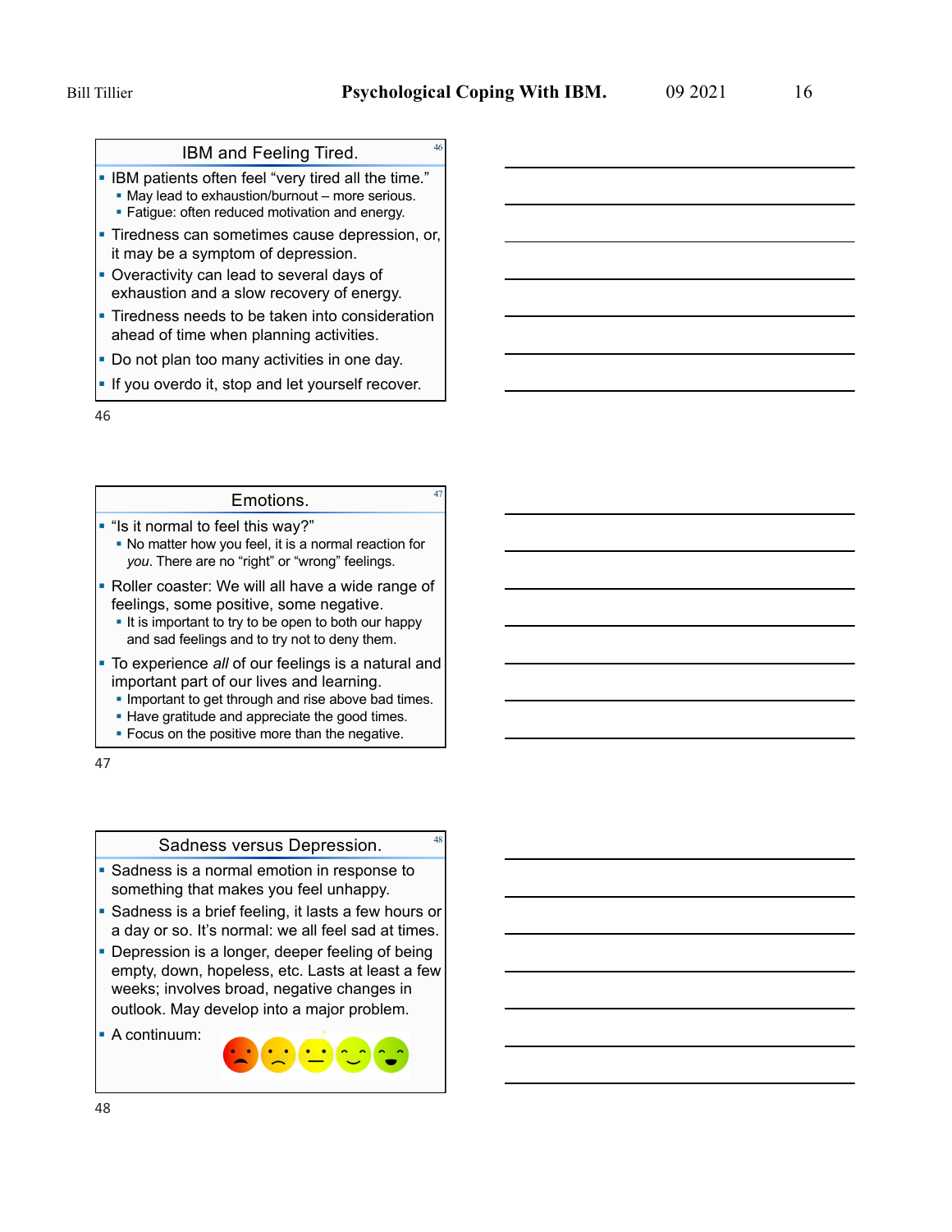## IBM and Feeling Tired.

- IBM patients often feel "very tired all the time."
  - May lead to exhaustion/burnout – more serious.
  - Fatigue: often reduced motivation and energy.
- Tiredness can sometimes cause depression, or, it may be a symptom of depression.
- Overactivity can lead to several days of exhaustion and a slow recovery of energy.
- Tiredness needs to be taken into consideration ahead of time when planning activities.
- Do not plan too many activities in one day.
- If you overdo it, stop and let yourself recover.

## Emotions.

- "Is it normal to feel this way?"
  - No matter how you feel, it is a normal reaction for *you*. There are no "right" or "wrong" feelings.
- Roller coaster: We will all have a wide range of feelings, some positive, some negative.
  - It is important to try to be open to both our happy and sad feelings and to try not to deny them.
- To experience *all* of our feelings is a natural and important part of our lives and learning.
  - Important to get through and rise above bad times.
  - Have gratitude and appreciate the good times.
  - Focus on the positive more than the negative.

## Sadness versus Depression.

- Sadness is a normal emotion in response to something that makes you feel unhappy.
- Sadness is a brief feeling, it lasts a few hours or a day or so. It's normal: we all feel sad at times.
- Depression is a longer, deeper feeling of being empty, down, hopeless, etc. Lasts at least a few weeks; involves broad, negative changes in outlook. May develop into a major problem.
- A continuum: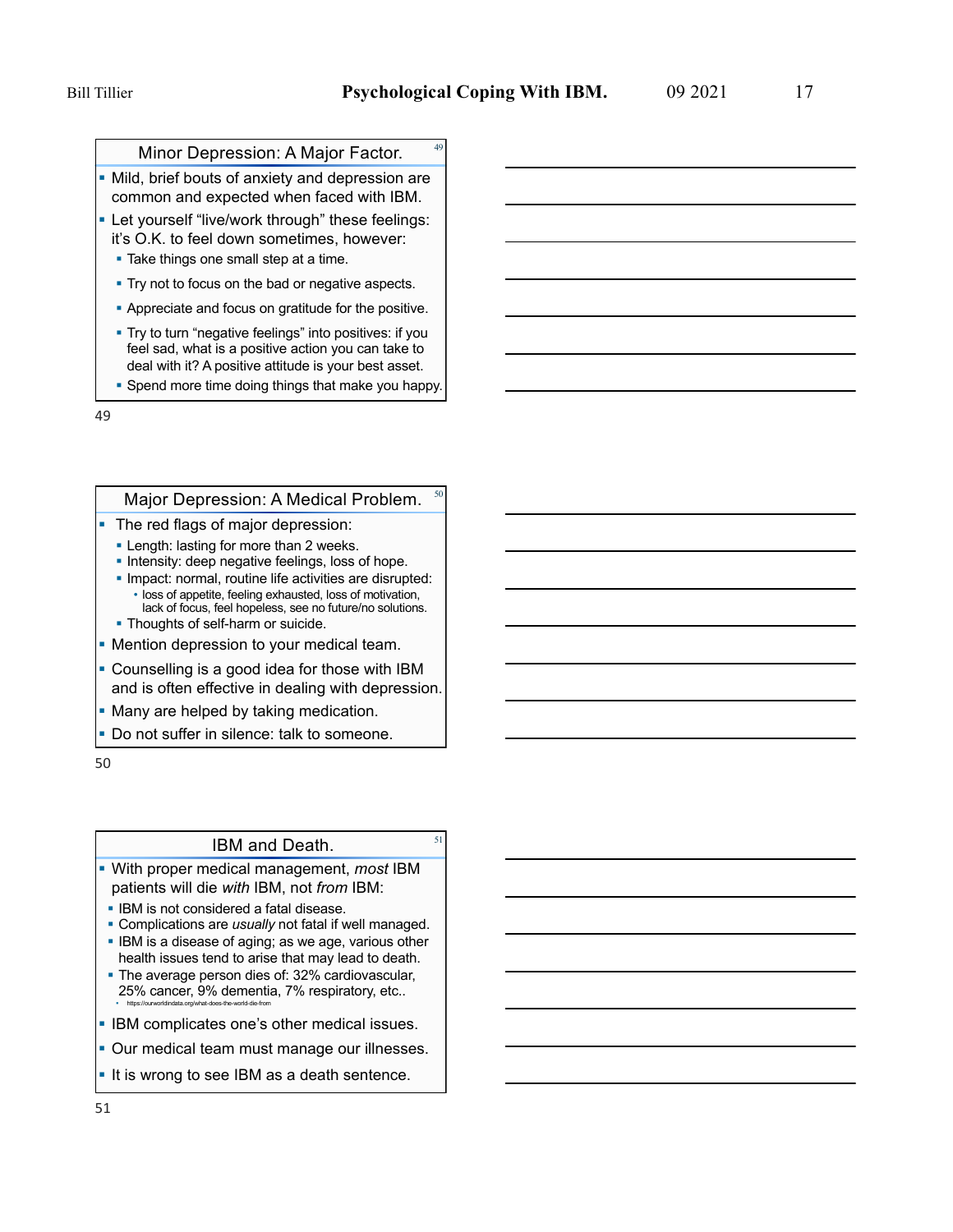## Minor Depression: A Major Factor.

- Mild, brief bouts of anxiety and depression are common and expected when faced with IBM.
- Let yourself "live/work through" these feelings: it's O.K. to feel down sometimes, however:
  - Take things one small step at a time.
  - Try not to focus on the bad or negative aspects.
  - Appreciate and focus on gratitude for the positive.
  - Try to turn "negative feelings" into positives: if you feel sad, what is a positive action you can take to deal with it? A positive attitude is your best asset.
  - Spend more time doing things that make you happy.

## Major Depression: A Medical Problem.

- The red flags of major depression:
  - Length: lasting for more than 2 weeks.
  - Intensity: deep negative feelings, loss of hope.
  - Impact: normal, routine life activities are disrupted:
    - loss of appetite, feeling exhausted, loss of motivation, lack of focus, feel hopeless, see no future/no solutions.
  - Thoughts of self-harm or suicide.
- Mention depression to your medical team.
- Counselling is a good idea for those with IBM and is often effective in dealing with depression.
- Many are helped by taking medication.
- Do not suffer in silence: talk to someone.

## IBM and Death.

- With proper medical management, *most* IBM patients will die *with* IBM, not *from* IBM:
  - IBM is not considered a fatal disease.
  - Complications are *usually* not fatal if well managed.
  - IBM is a disease of aging; as we age, various other health issues tend to arise that may lead to death.
  - The average person dies of: 32% cardiovascular, 25% cancer, 9% dementia, 7% respiratory, etc..
    - https://ourworldindata.org/what-does-the-world-die-from
- IBM complicates one's other medical issues.
- Our medical team must manage our illnesses.
- It is wrong to see IBM as a death sentence.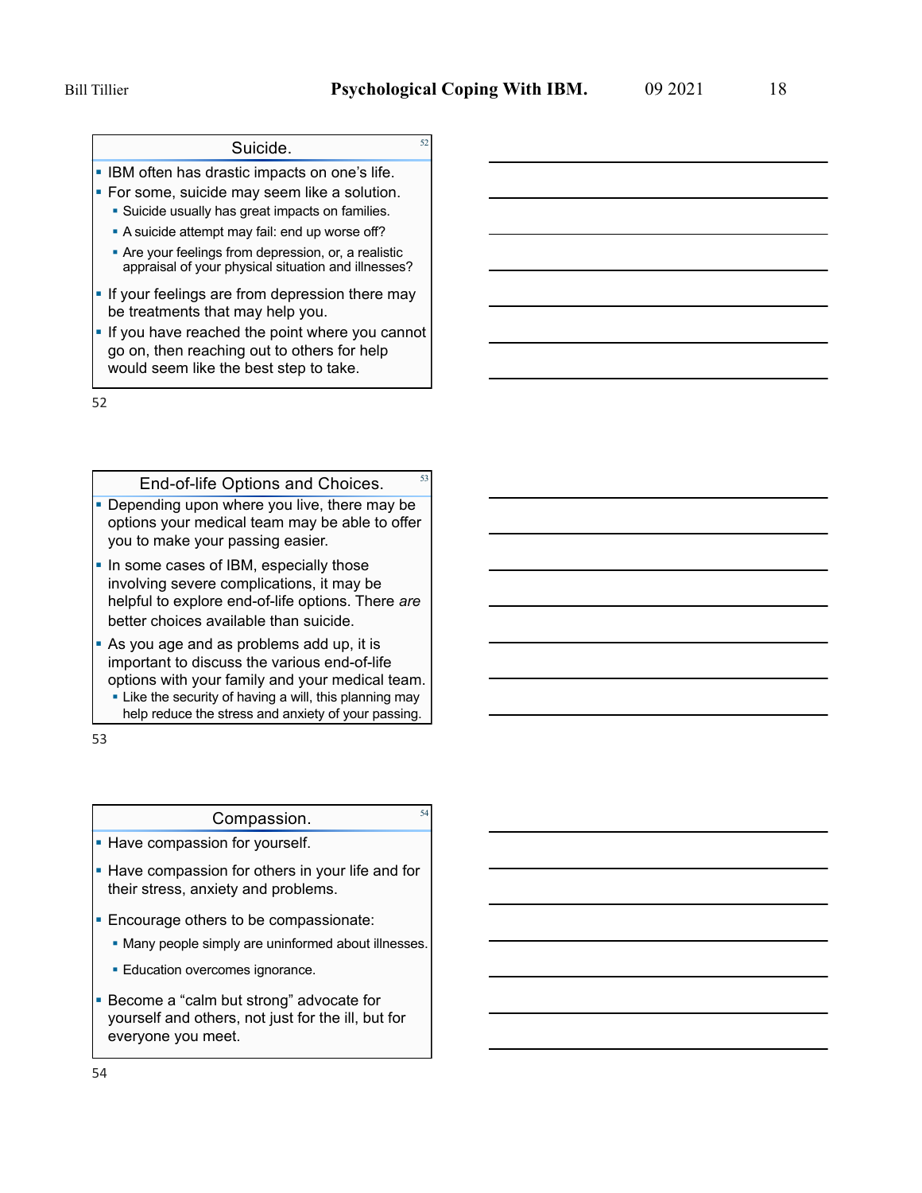## Suicide.

- IBM often has drastic impacts on one's life.
- For some, suicide may seem like a solution.
  - Suicide usually has great impacts on families.
  - A suicide attempt may fail: end up worse off?
  - Are your feelings from depression, or, a realistic appraisal of your physical situation and illnesses?
- If your feelings are from depression there may be treatments that may help you.
- If you have reached the point where you cannot go on, then reaching out to others for help would seem like the best step to take.

## End-of-life Options and Choices.

- Depending upon where you live, there may be options your medical team may be able to offer you to make your passing easier.
- In some cases of IBM, especially those involving severe complications, it may be helpful to explore end-of-life options. There *are* better choices available than suicide.
- As you age and as problems add up, it is important to discuss the various end-of-life options with your family and your medical team.
  - Like the security of having a will, this planning may help reduce the stress and anxiety of your passing.

## Compassion.

- Have compassion for yourself.
- Have compassion for others in your life and for their stress, anxiety and problems.
- Encourage others to be compassionate:
  - Many people simply are uninformed about illnesses.
  - Education overcomes ignorance.
- Become a "calm but strong" advocate for yourself and others, not just for the ill, but for everyone you meet.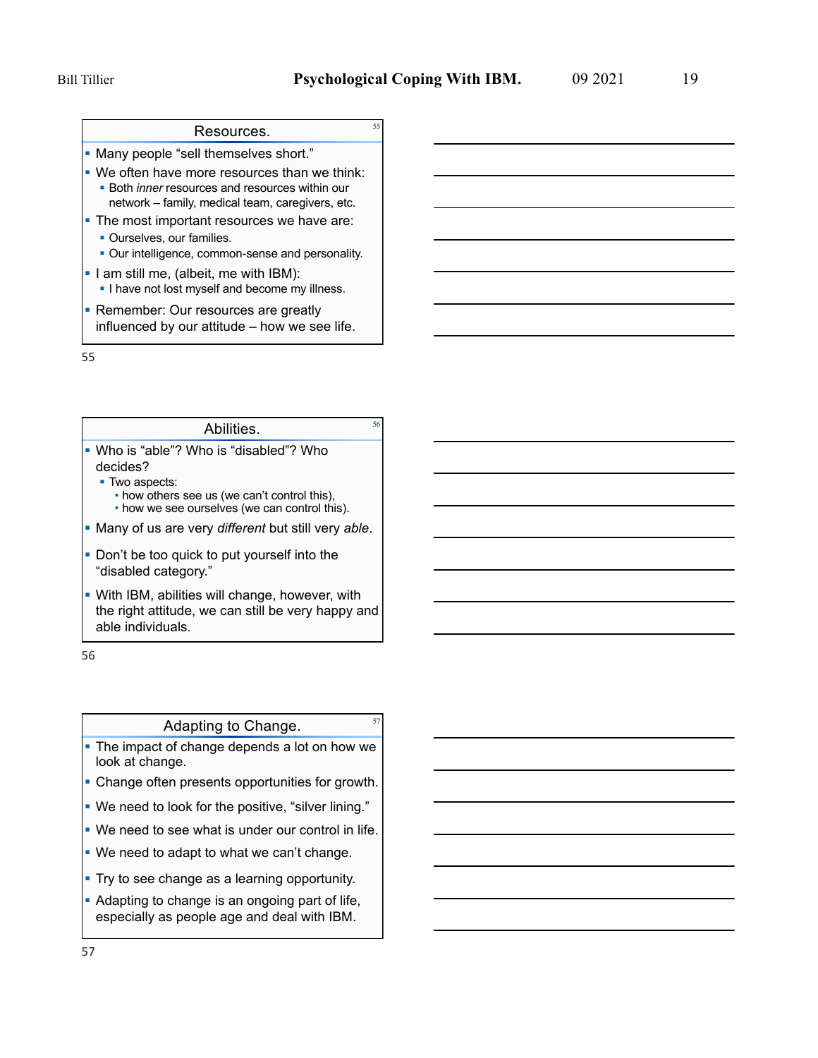## Resources.

- Many people “sell themselves short.”
- We often have more resources than we think:
  - Both *inner* resources and resources within our network – family, medical team, caregivers, etc.
- The most important resources we have are:
  - Ourselves, our families.
  - Our intelligence, common-sense and personality.
- I am still me, (albeit, me with IBM):
  - I have not lost myself and become my illness.
- Remember: Our resources are greatly influenced by our attitude – how we see life.

## Abilities.

- Who is “able”? Who is “disabled”? Who decides?
  - Two aspects:
    - how others see us (we can’t control this),
    - how we see ourselves (we can control this).
- Many of us are very *different* but still very *able*.
- Don’t be too quick to put yourself into the “disabled category.”
- With IBM, abilities will change, however, with the right attitude, we can still be very happy and able individuals.

## Adapting to Change.

- The impact of change depends a lot on how we look at change.
- Change often presents opportunities for growth.
- We need to look for the positive, “silver lining.”
- We need to see what is under our control in life.
- We need to adapt to what we can’t change.
- Try to see change as a learning opportunity.
- Adapting to change is an ongoing part of life, especially as people age and deal with IBM.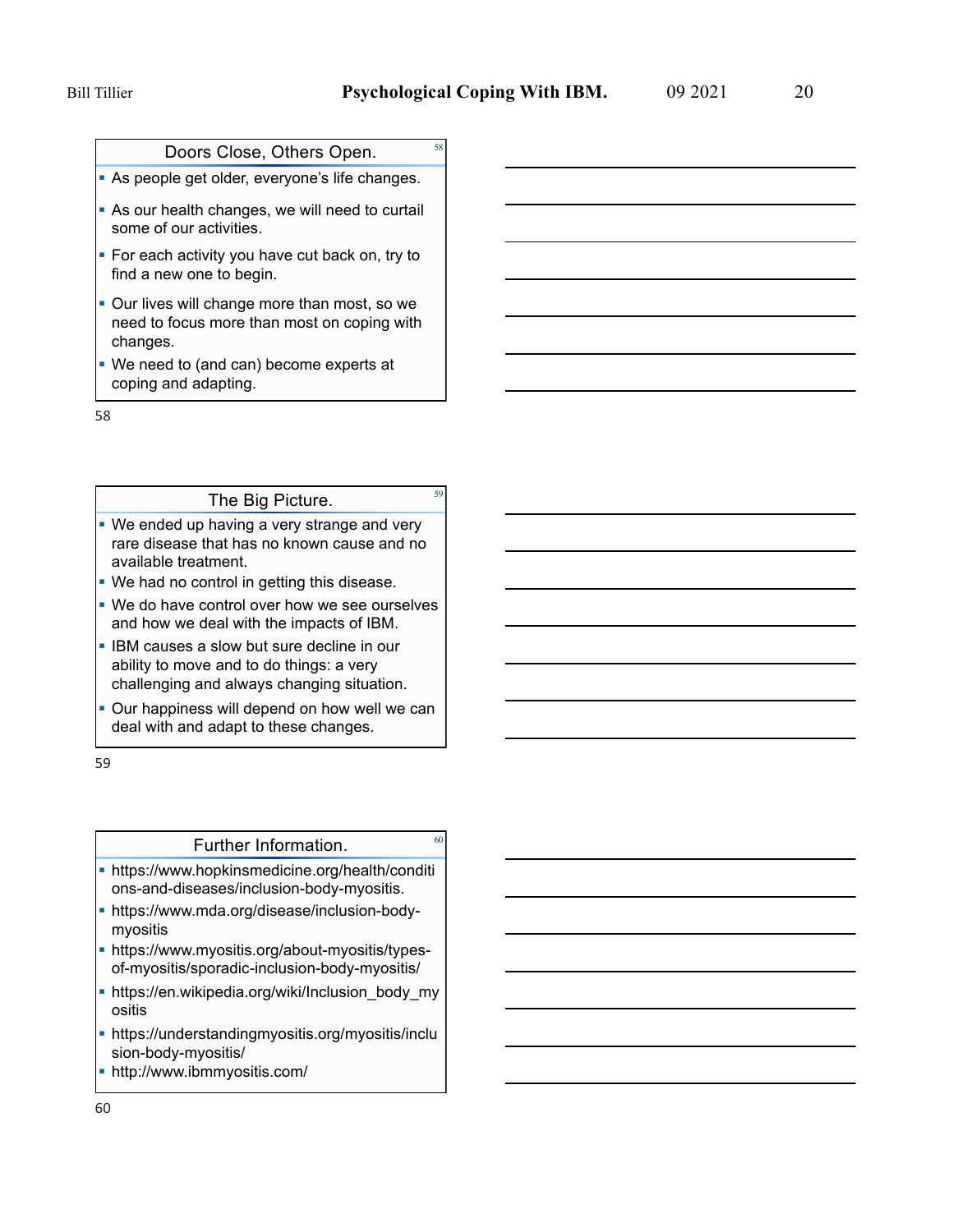## Doors Close, Others Open.

- As people get older, everyone's life changes.
- As our health changes, we will need to curtail some of our activities.
- For each activity you have cut back on, try to find a new one to begin.
- Our lives will change more than most, so we need to focus more than most on coping with changes.
- We need to (and can) become experts at coping and adapting.

## The Big Picture.

- We ended up having a very strange and very rare disease that has no known cause and no available treatment.
- We had no control in getting this disease.
- We do have control over how we see ourselves and how we deal with the impacts of IBM.
- IBM causes a slow but sure decline in our ability to move and to do things: a very challenging and always changing situation.
- Our happiness will depend on how well we can deal with and adapt to these changes.

## Further Information.

- https://www.hopkinsmedicine.org/health/conditions-and-diseases/inclusion-body-myositis.
- https://www.mda.org/disease/inclusion-body-myositis
- https://www.myositis.org/about-myositis/types-of-myositis/sporadic-inclusion-body-myositis/
- https://en.wikipedia.org/wiki/Inclusion_body_myositis
- https://understandingmyositis.org/myositis/inclusion-body-myositis/
- http://www.ibmmyositis.com/